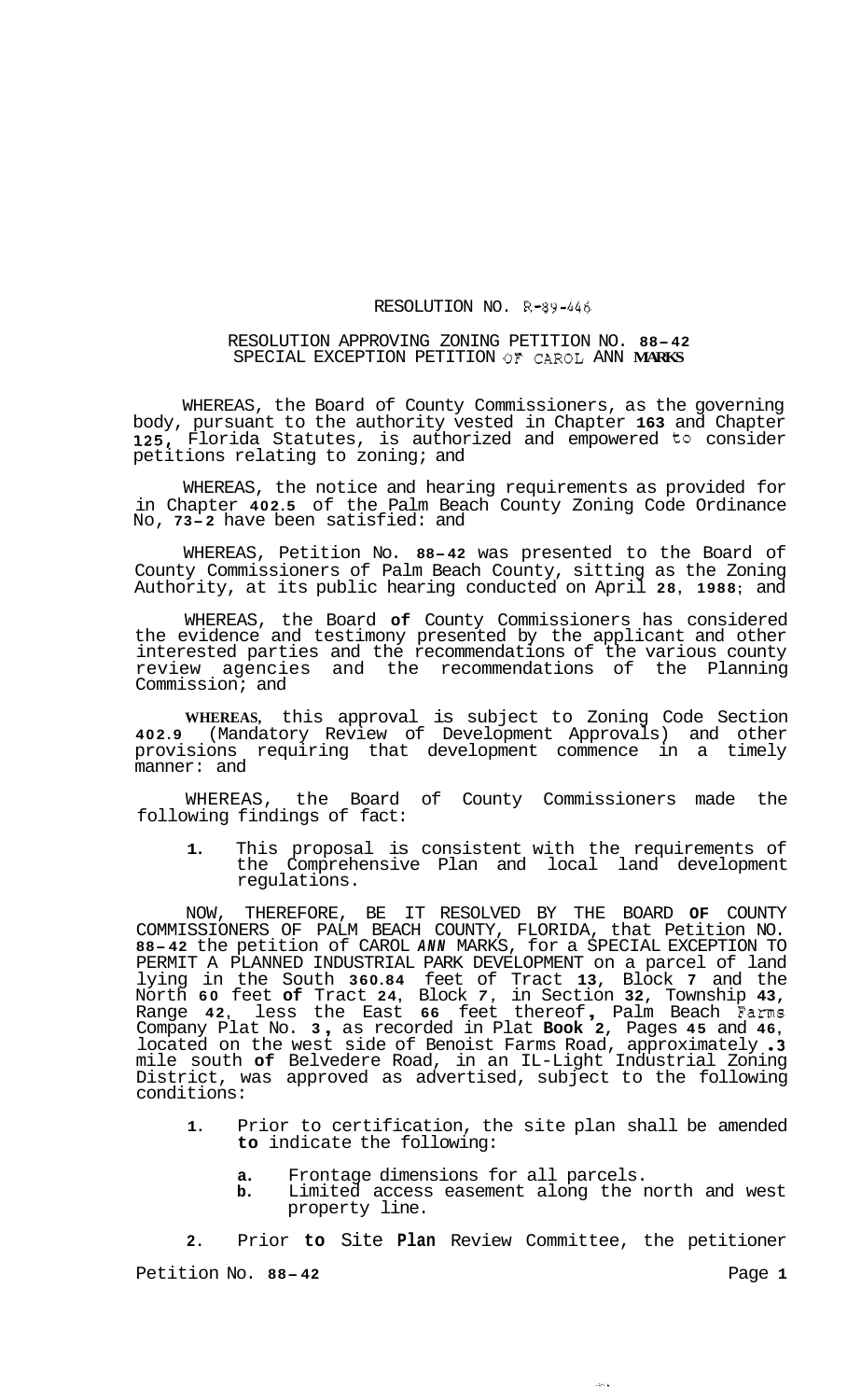RESOLUTION NO. R-89-446

RESOLUTION APPROVING ZONING PETITION NO. 88-42
SPECIAL EXCEPTION PETITION OF CAROL ANN MARKS

WHEREAS, the Board of County Commissioners, as the governing body, pursuant to the authority vested in Chapter 163 and Chapter 125, Florida Statutes, is authorized and empowered to consider petitions relating to zoning; and

WHEREAS, the notice and hearing requirements as provided for in Chapter 402.5 of the Palm Beach County Zoning Code Ordinance No, 73-2 have been satisfied: and

WHEREAS, Petition No. 88-42 was presented to the Board of County Commissioners of Palm Beach County, sitting as the Zoning Authority, at its public hearing conducted on April 28, 1988; and

WHEREAS, the Board of County Commissioners has considered the evidence and testimony presented by the applicant and other interested parties and the recommendations of the various county review agencies and the recommendations of the Planning Commission; and

WHEREAS, this approval is subject to Zoning Code Section 402.9 (Mandatory Review of Development Approvals) and other provisions requiring that development commence in a timely manner: and

WHEREAS, the Board of County Commissioners made the following findings of fact:

1. This proposal is consistent with the requirements of the Comprehensive Plan and local land development regulations.

NOW, THEREFORE, BE IT RESOLVED BY THE BOARD OF COUNTY COMMISSIONERS OF PALM BEACH COUNTY, FLORIDA, that Petition NO. 88-42 the petition of CAROL ANN MARKS, for a SPECIAL EXCEPTION TO PERMIT A PLANNED INDUSTRIAL PARK DEVELOPMENT on a parcel of land lying in the South 360.84 feet of Tract 13, Block 7 and the North 60 feet of Tract 24, Block 7, in Section 32, Township 43, Range 42, less the East 66 feet thereof, Palm Beach Farms Company Plat No. 3, as recorded in Plat Book 2, Pages 45 and 46, located on the west side of Benoist Farms Road, approximately .3 mile south of Belvedere Road, in an IL-Light Industrial Zoning District, was approved as advertised, subject to the following conditions:

1. Prior to certification, the site plan shall be amended to indicate the following:

   a. Frontage dimensions for all parcels.
   b. Limited access easement along the north and west property line.

2. Prior to Site Plan Review Committee, the petitioner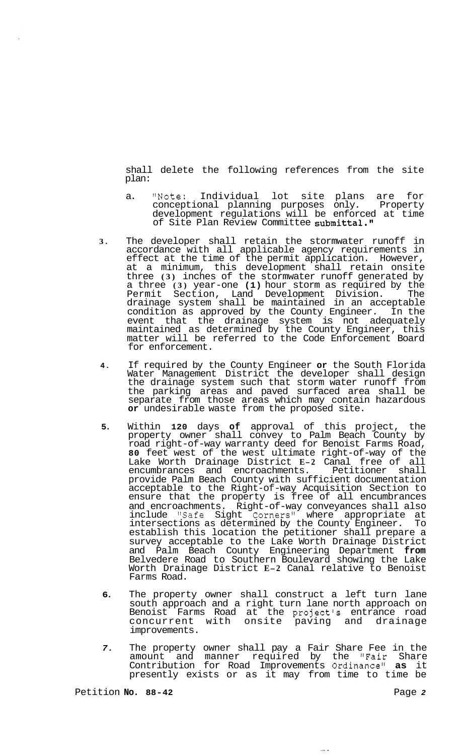shall delete the following references from the site plan:

a. "Note: Individual lot site plans are for conceptional planning purposes only. Property development regulations will be enforced at time of Site Plan Review Committee submittal."

3. The developer shall retain the stormwater runoff in accordance with all applicable agency requirements in effect at the time of the permit application. However, at a minimum, this development shall retain onsite three (3) inches of the stormwater runoff generated by a three (3) year-one (1) hour storm as required by the Permit Section, Land Development Division. The drainage system shall be maintained in an acceptable condition as approved by the County Engineer. In the event that the drainage system is not adequately maintained as determined by the County Engineer, this matter will be referred to the Code Enforcement Board for enforcement.

4. If required by the County Engineer or the South Florida Water Management District the developer shall design the drainage system such that storm water runoff from the parking areas and paved surfaced area shall be separate from those areas which may contain hazardous or undesirable waste from the proposed site.

5. Within 120 days of approval of this project, the property owner shall convey to Palm Beach County by road right-of-way warranty deed for Benoist Farms Road, 80 feet west of the west ultimate right-of-way of the Lake Worth Drainage District E-2 Canal free of all encumbrances and encroachments. Petitioner shall provide Palm Beach County with sufficient documentation acceptable to the Right-of-way Acquisition Section to ensure that the property is free of all encumbrances and encroachments. Right-of-way conveyances shall also include "Safe Sight Corners" where appropriate at intersections as determined by the County Engineer. To establish this location the petitioner shall prepare a survey acceptable to the Lake Worth Drainage District and Palm Beach County Engineering Department from Belvedere Road to Southern Boulevard showing the Lake Worth Drainage District E-2 Canal relative to Benoist Farms Road.

6. The property owner shall construct a left turn lane south approach and a right turn lane north approach on Benoist Farms Road at the project's entrance road concurrent with onsite paving and drainage improvements.

7. The property owner shall pay a Fair Share Fee in the amount and manner required by the "Fair Share Contribution for Road Improvements Ordinance" as it presently exists or as it may from time to time be

Petition No. 88-42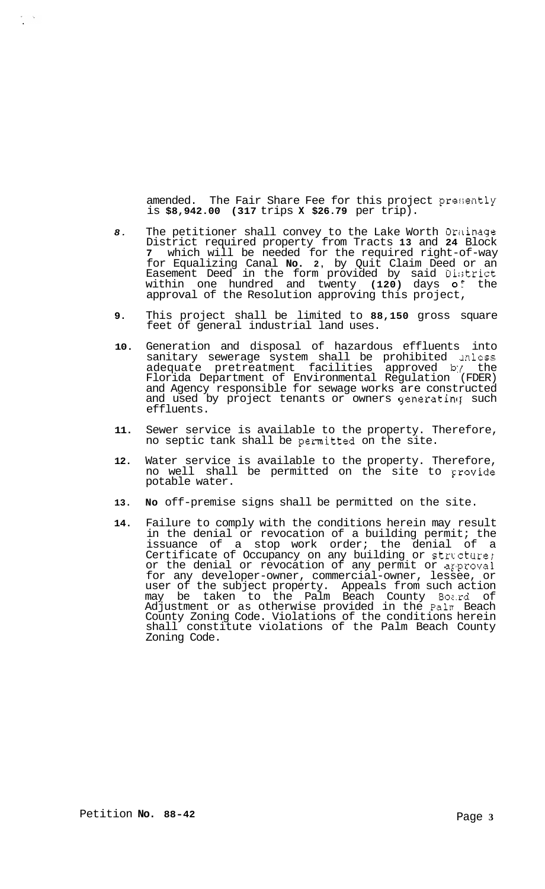amended. The Fair Share Fee for this project presently is **$8,942.00 (317** trips **X $26.79** per trip).

8. The petitioner shall convey to the Lake Worth Drainage District required property from Tracts **13** and **24** Block **7** which will be needed for the required right-of-way for Equalizing Canal **No. 2**, by Quit Claim Deed or an Easement Deed in the form provided by said District within one hundred and twenty **(120)** days of the approval of the Resolution approving this project,

9. This project shall be limited to **88,150** gross square feet of general industrial land uses.

10. Generation and disposal of hazardous effluents into sanitary sewerage system shall be prohibited unless adequate pretreatment facilities approved by the Florida Department of Environmental Regulation (FDER) and Agency responsible for sewage works are constructed and used by project tenants or owners generating such effluents.

11. Sewer service is available to the property. Therefore, no septic tank shall be permitted on the site.

12. Water service is available to the property. Therefore, no well shall be permitted on the site to provide potable water.

13. **No** off-premise signs shall be permitted on the site.

14. Failure to comply with the conditions herein may result in the denial or revocation of a building permit; the issuance of a stop work order; the denial of a Certificate of Occupancy on any building or structure; or the denial or revocation of any permit or approval for any developer-owner, commercial-owner, lessee, or user of the subject property. Appeals from such action may be taken to the Palm Beach County Board of Adjustment or as otherwise provided in the Palm Beach County Zoning Code. Violations of the conditions herein shall constitute violations of the Palm Beach County Zoning Code.

Petition **No. 88-42**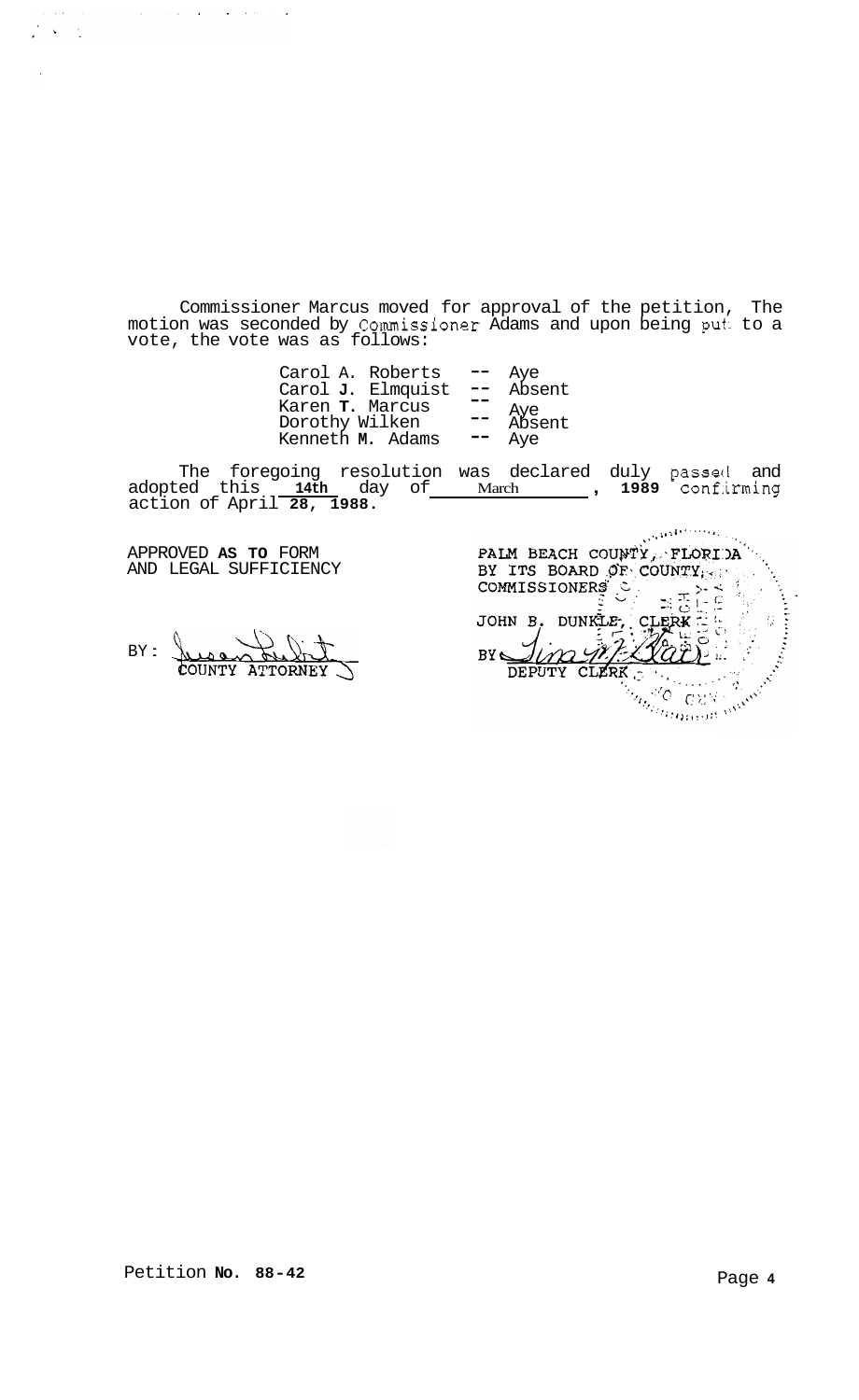Commissioner Marcus moved for approval of the petition, The motion was seconded by Commissioner Adams and upon being put to a vote, the vote was as follows:

| | | |
|---|---|---|
| Carol A. Roberts | -- | Aye |
| Carol J. Elmquist | -- | Absent |
| Karen T. Marcus | -- | Aye |
| Dorothy Wilken | -- | Absent |
| Kenneth M. Adams | -- | Aye |

The foregoing resolution was declared duly passed and adopted this 14th day of March, 1989 confirming action of April 28, 1988.

APPROVED AS TO FORM AND LEGAL SUFFICIENCY

BY: COUNTY ATTORNEY

PALM BEACH COUNTY, FLORIDA
BY ITS BOARD OF COUNTY COMMISSIONERS

JOHN B. DUNKLE, CLERK

BY DEPUTY CLERK

Petition No. 88-42